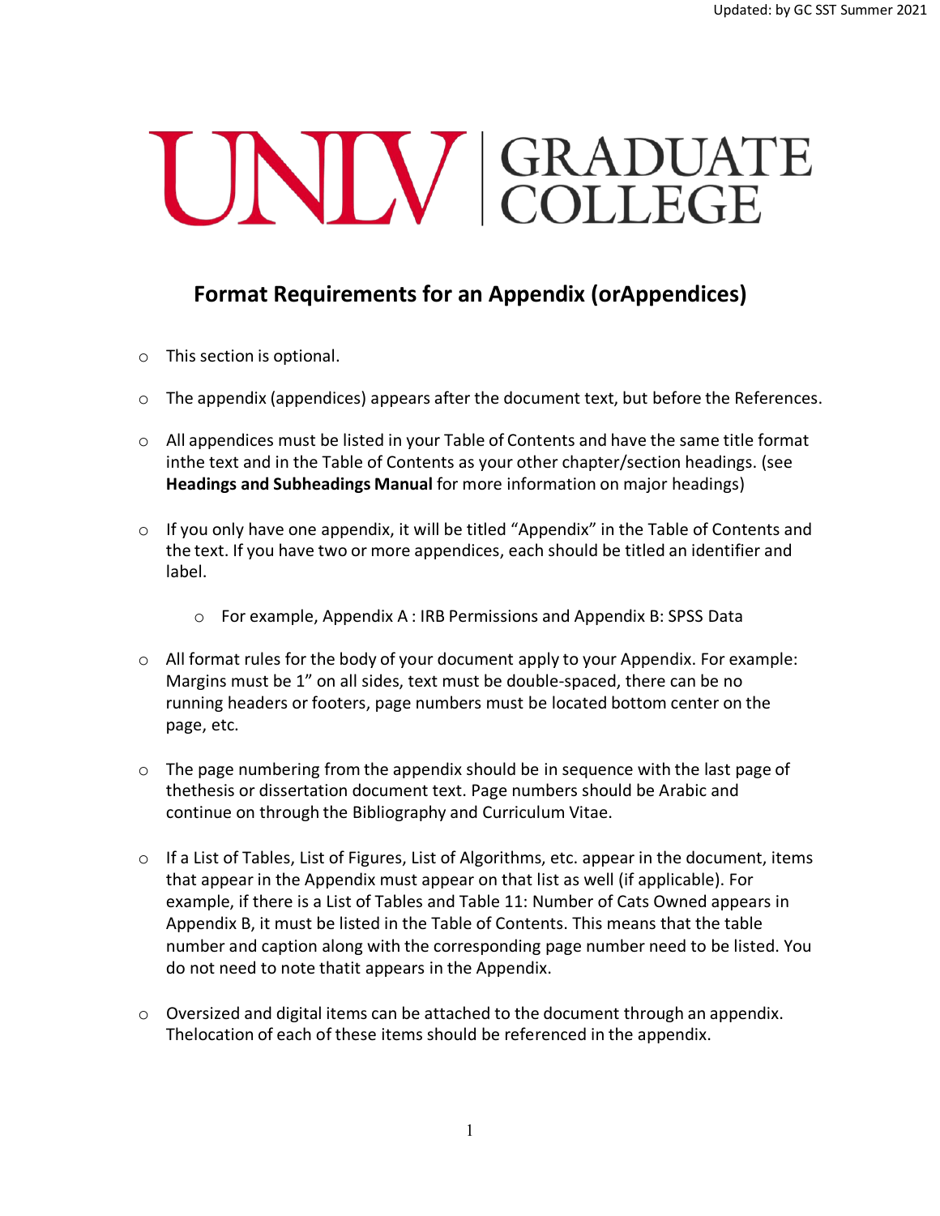UNLV | GRADUATE COLLEGE

## Format Requirements for an Appendix (orAppendices)

- This section is optional.
- The appendix (appendices) appears after the document text, but before the References.
- All appendices must be listed in your Table of Contents and have the same title format inthe text and in the Table of Contents as your other chapter/section headings. (see **Headings and Subheadings Manual** for more information on major headings)
- If you only have one appendix, it will be titled "Appendix" in the Table of Contents and the text. If you have two or more appendices, each should be titled an identifier and label.
  - For example, Appendix A : IRB Permissions and Appendix B: SPSS Data
- All format rules for the body of your document apply to your Appendix. For example: Margins must be 1" on all sides, text must be double-spaced, there can be no running headers or footers, page numbers must be located bottom center on the page, etc.
- The page numbering from the appendix should be in sequence with the last page of thethesis or dissertation document text. Page numbers should be Arabic and continue on through the Bibliography and Curriculum Vitae.
- If a List of Tables, List of Figures, List of Algorithms, etc. appear in the document, items that appear in the Appendix must appear on that list as well (if applicable). For example, if there is a List of Tables and Table 11: Number of Cats Owned appears in Appendix B, it must be listed in the Table of Contents. This means that the table number and caption along with the corresponding page number need to be listed. You do not need to note thatit appears in the Appendix.
- Oversized and digital items can be attached to the document through an appendix. Thelocation of each of these items should be referenced in the appendix.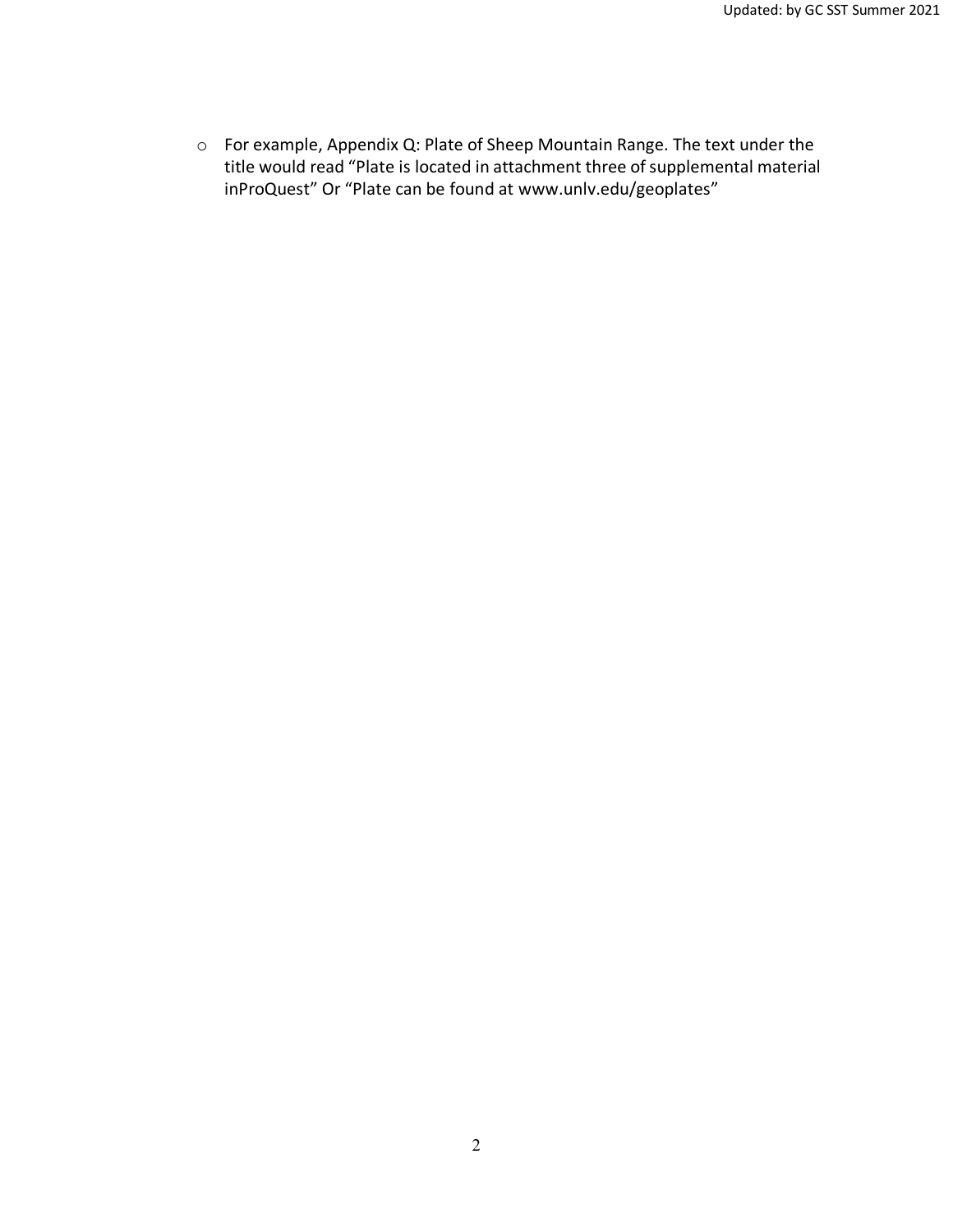- For example, Appendix Q: Plate of Sheep Mountain Range. The text under the title would read "Plate is located in attachment three of supplemental material inProQuest" Or "Plate can be found at www.unlv.edu/geoplates"